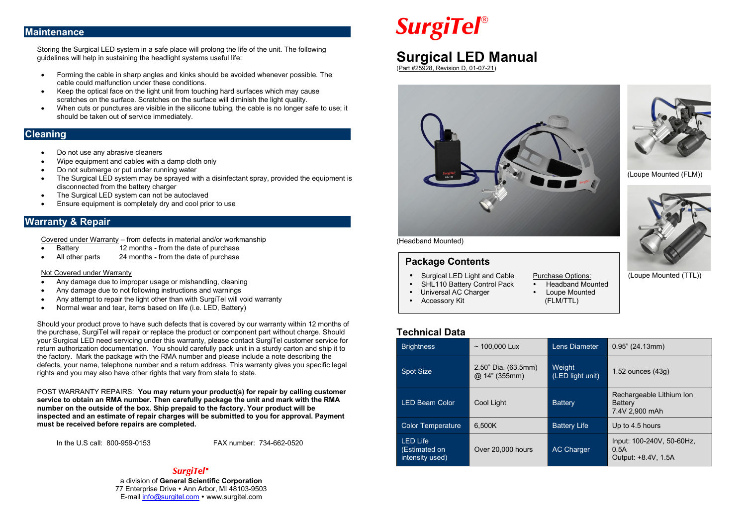## Maintenance

Storing the Surgical LED system in a safe place will prolong the life of the unit. The following guidelines will help in sustaining the headlight systems useful life:

- Forming the cable in sharp angles and kinks should be avoided whenever possible. The cable could malfunction under these conditions.
- Keep the optical face on the light unit from touching hard surfaces which may cause scratches on the surface. Scratches on the surface will diminish the light quality.
- When cuts or punctures are visible in the silicone tubing, the cable is no longer safe to use; it should be taken out of service immediately.

## Cleaning

- Do not use any abrasive cleaners
- Wipe equipment and cables with a damp cloth only
- Do not submerge or put under running water
- The Surgical LED system may be sprayed with a disinfectant spray, provided the equipment is disconnected from the battery charger
- The Surgical LED system can not be autoclaved
- Ensure equipment is completely dry and cool prior to use

## Warranty & Repair

Covered under Warranty – from defects in material and/or workmanship

- Battery 12 months - from the date of purchase
- All other parts 24 months - from the date of purchase

Not Covered under Warranty

- Any damage due to improper usage or mishandling, cleaning
- Any damage due to not following instructions and warnings
- Any attempt to repair the light other than with SurgiTel will void warranty
- Normal wear and tear, items based on life (i.e. LED, Battery)

Should your product prove to have such defects that is covered by our warranty within 12 months of the purchase, SurgiTel will repair or replace the product or component part without charge. Should your Surgical LED need servicing under this warranty, please contact SurgiTel customer service for return authorization documentation. You should carefully pack unit in a sturdy carton and ship it to the factory. Mark the package with the RMA number and please include a note describing the defects, your name, telephone number and a return address. This warranty gives you specific legal rights and you may also have other rights that vary from state to state.

POST WARRANTY REPAIRS: **You may return your product(s) for repair by calling customer service to obtain an RMA number. Then carefully package the unit and mark with the RMA number on the outside of the box. Ship prepaid to the factory. Your product will be inspected and an estimate of repair charges will be submitted to you for approval. Payment must be received before repairs are completed.**

In the U.S call: 800-959-0153 FAX number: 734-662-0520

SurgiTel•
a division of **General Scientific Corporation**
77 Enterprise Drive • Ann Arbor, MI 48103-9503
E-mail info@surgitel.com • www.surgitel.com

SurgiTel®

# Surgical LED Manual

(Part #25928, Revision D, 01-07-21)

(Headband Mounted)

(Loupe Mounted (FLM))

(Loupe Mounted (TTL))

### Package Contents

- Surgical LED Light and Cable
- SHL110 Battery Control Pack
- Universal AC Charger
- Accessory Kit

Purchase Options:

- Headband Mounted
- Loupe Mounted (FLM/TTL)

### Technical Data

| Brightness | ~ 100,000 Lux | Lens Diameter | 0.95" (24.13mm) |
|---|---|---|---|
| Spot Size | 2.50" Dia. (63.5mm) @ 14" (355mm) | Weight (LED light unit) | 1.52 ounces (43g) |
| LED Beam Color | Cool Light | Battery | Rechargeable Lithium Ion Battery 7.4V 2,900 mAh |
| Color Temperature | 6,500K | Battery Life | Up to 4.5 hours |
| LED Life (Estimated on intensity used) | Over 20,000 hours | AC Charger | Input: 100-240V, 50-60Hz, 0.5A Output: +8.4V, 1.5A |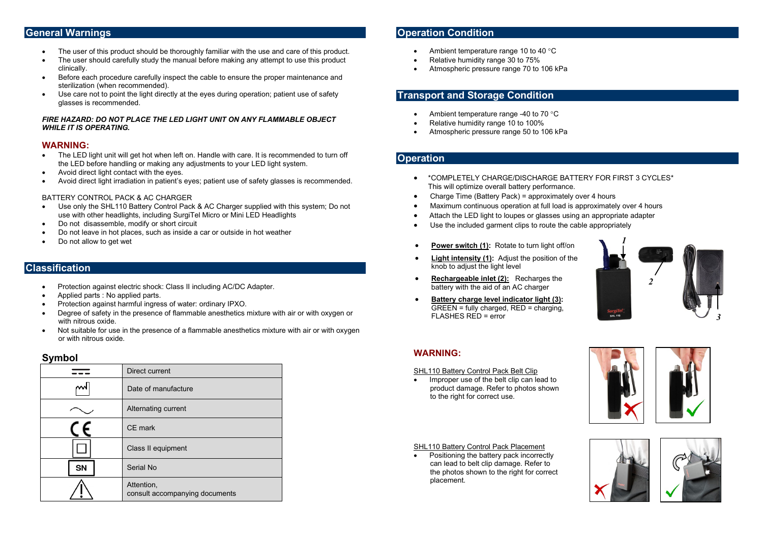## General Warnings

- The user of this product should be thoroughly familiar with the use and care of this product.
- The user should carefully study the manual before making any attempt to use this product clinically.
- Before each procedure carefully inspect the cable to ensure the proper maintenance and sterilization (when recommended).
- Use care not to point the light directly at the eyes during operation; patient use of safety glasses is recommended.

***FIRE HAZARD: DO NOT PLACE THE LED LIGHT UNIT ON ANY FLAMMABLE OBJECT WHILE IT IS OPERATING.***

### WARNING:

- The LED light unit will get hot when left on. Handle with care. It is recommended to turn off the LED before handling or making any adjustments to your LED light system.
- Avoid direct light contact with the eyes.
- Avoid direct light irradiation in patient's eyes; patient use of safety glasses is recommended.

BATTERY CONTROL PACK & AC CHARGER

- Use only the SHL110 Battery Control Pack & AC Charger supplied with this system; Do not use with other headlights, including SurgiTel Micro or Mini LED Headlights
- Do not disassemble, modify or short circuit
- Do not leave in hot places, such as inside a car or outside in hot weather
- Do not allow to get wet

## Classification

- Protection against electric shock: Class II including AC/DC Adapter.
- Applied parts : No applied parts.
- Protection against harmful ingress of water: ordinary IPXO.
- Degree of safety in the presence of flammable anesthetics mixture with air or with oxygen or with nitrous oxide.
- Not suitable for use in the presence of a flammable anesthetics mixture with air or with oxygen or with nitrous oxide.

### Symbol

| | |
|---|---|
| ⎓ | Direct current |
| 〰 | Date of manufacture |
| ∼ | Alternating current |
| CE | CE mark |
| ☐ | Class II equipment |
| SN | Serial No |
| ⚠ | Attention, consult accompanying documents |

## Operation Condition

- Ambient temperature range 10 to 40 °C
- Relative humidity range 30 to 75%
- Atmospheric pressure range 70 to 106 kPa

## Transport and Storage Condition

- Ambient temperature range -40 to 70 °C
- Relative humidity range 10 to 100%
- Atmospheric pressure range 50 to 106 kPa

## Operation

- *COMPLETELY CHARGE/DISCHARGE BATTERY FOR FIRST 3 CYCLES* This will optimize overall battery performance.
- Charge Time (Battery Pack) = approximately over 4 hours
- Maximum continuous operation at full load is approximately over 4 hours
- Attach the LED light to loupes or glasses using an appropriate adapter
- Use the included garment clips to route the cable appropriately

- **Power switch (1):** Rotate to turn light off/on
- **Light intensity (1):** Adjust the position of the knob to adjust the light level
- **Rechargeable inlet (2):** Recharges the battery with the aid of an AC charger
- **Battery charge level indicator light (3):** GREEN = fully charged, RED = charging, FLASHES RED = error

1

2

3

### WARNING:

SHL110 Battery Control Pack Belt Clip

- Improper use of the belt clip can lead to product damage. Refer to photos shown to the right for correct use.

SHL110 Battery Control Pack Placement

- Positioning the battery pack incorrectly can lead to belt clip damage. Refer to the photos shown to the right for correct placement.